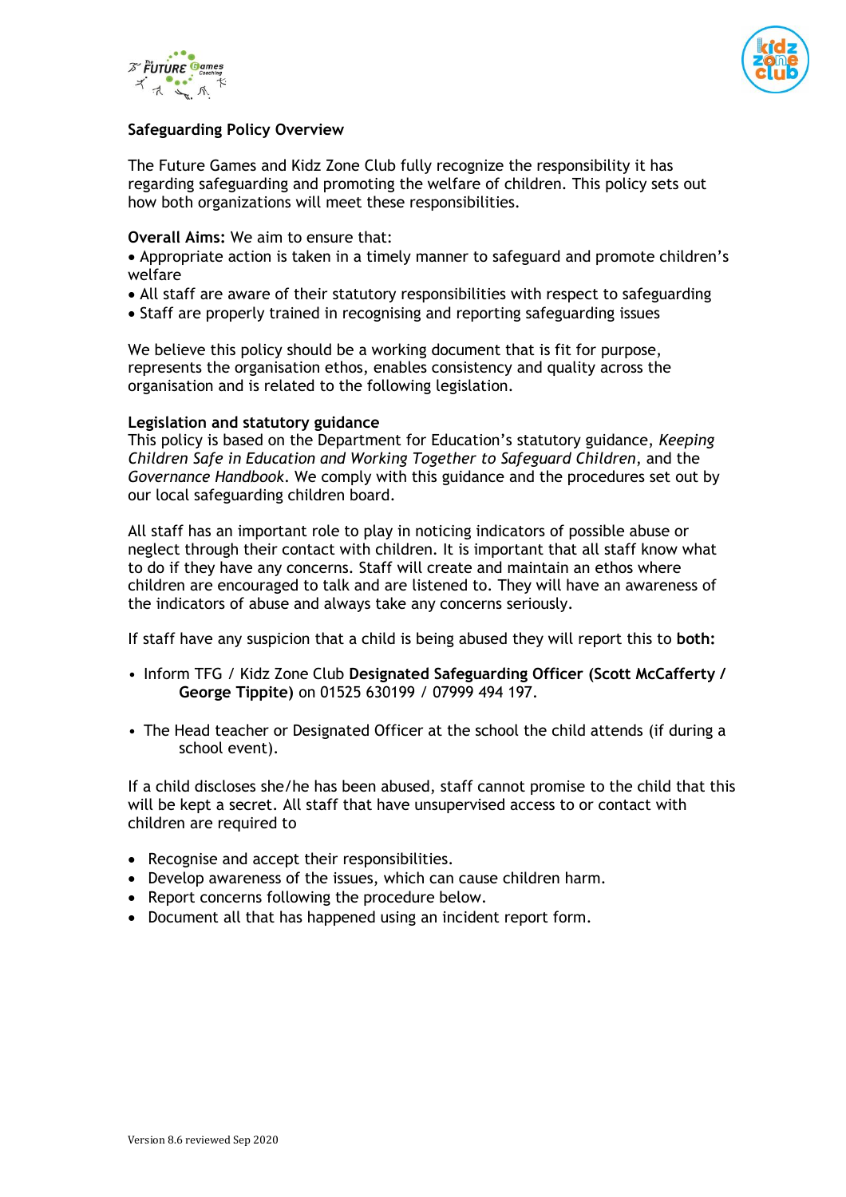**Safeguarding Policy Overview**

The Future Games and Kidz Zone Club fully recognize the responsibility it has regarding safeguarding and promoting the welfare of children. This policy sets out how both organizations will meet these responsibilities.

**Overall Aims:** We aim to ensure that:

- Appropriate action is taken in a timely manner to safeguard and promote children's welfare
- All staff are aware of their statutory responsibilities with respect to safeguarding
- Staff are properly trained in recognising and reporting safeguarding issues

We believe this policy should be a working document that is fit for purpose, represents the organisation ethos, enables consistency and quality across the organisation and is related to the following legislation.

**Legislation and statutory guidance**

This policy is based on the Department for Education's statutory guidance, *Keeping Children Safe in Education and Working Together to Safeguard Children*, and the *Governance Handbook*. We comply with this guidance and the procedures set out by our local safeguarding children board.

All staff has an important role to play in noticing indicators of possible abuse or neglect through their contact with children. It is important that all staff know what to do if they have any concerns. Staff will create and maintain an ethos where children are encouraged to talk and are listened to. They will have an awareness of the indicators of abuse and always take any concerns seriously.

If staff have any suspicion that a child is being abused they will report this to **both:**

- Inform TFG / Kidz Zone Club **Designated Safeguarding Officer (Scott McCafferty / George Tippite)** on 01525 630199 / 07999 494 197.
- The Head teacher or Designated Officer at the school the child attends (if during a school event).

If a child discloses she/he has been abused, staff cannot promise to the child that this will be kept a secret. All staff that have unsupervised access to or contact with children are required to

- Recognise and accept their responsibilities.
- Develop awareness of the issues, which can cause children harm.
- Report concerns following the procedure below.
- Document all that has happened using an incident report form.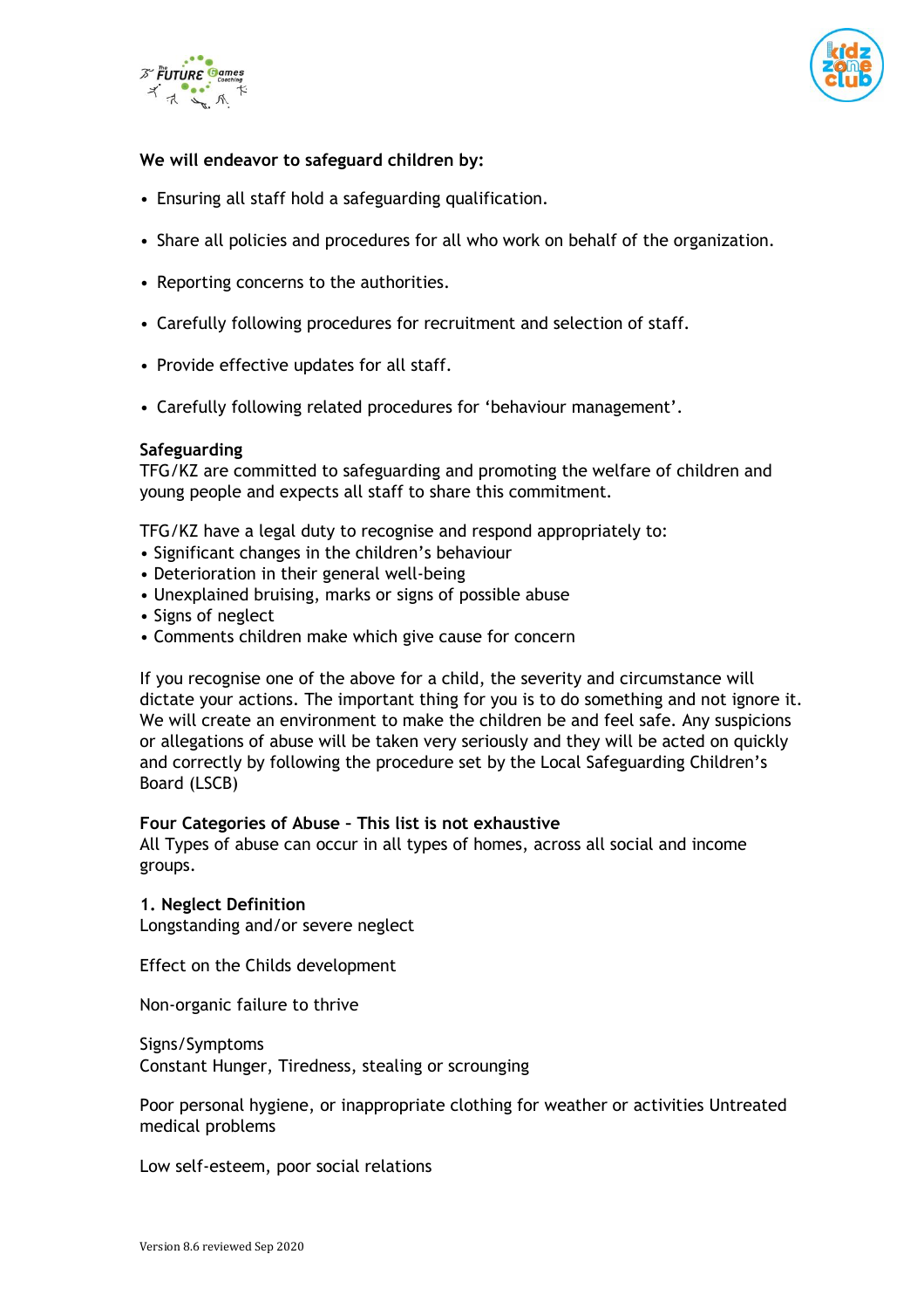**We will endeavor to safeguard children by:**

- Ensuring all staff hold a safeguarding qualification.
- Share all policies and procedures for all who work on behalf of the organization.
- Reporting concerns to the authorities.
- Carefully following procedures for recruitment and selection of staff.
- Provide effective updates for all staff.
- Carefully following related procedures for 'behaviour management'.

**Safeguarding**

TFG/KZ are committed to safeguarding and promoting the welfare of children and young people and expects all staff to share this commitment.

TFG/KZ have a legal duty to recognise and respond appropriately to:

- Significant changes in the children's behaviour
- Deterioration in their general well-being
- Unexplained bruising, marks or signs of possible abuse
- Signs of neglect
- Comments children make which give cause for concern

If you recognise one of the above for a child, the severity and circumstance will dictate your actions. The important thing for you is to do something and not ignore it. We will create an environment to make the children be and feel safe. Any suspicions or allegations of abuse will be taken very seriously and they will be acted on quickly and correctly by following the procedure set by the Local Safeguarding Children's Board (LSCB)

**Four Categories of Abuse – This list is not exhaustive**

All Types of abuse can occur in all types of homes, across all social and income groups.

**1. Neglect Definition**

Longstanding and/or severe neglect

Effect on the Childs development

Non-organic failure to thrive

Signs/Symptoms

Constant Hunger, Tiredness, stealing or scrounging

Poor personal hygiene, or inappropriate clothing for weather or activities Untreated medical problems

Low self-esteem, poor social relations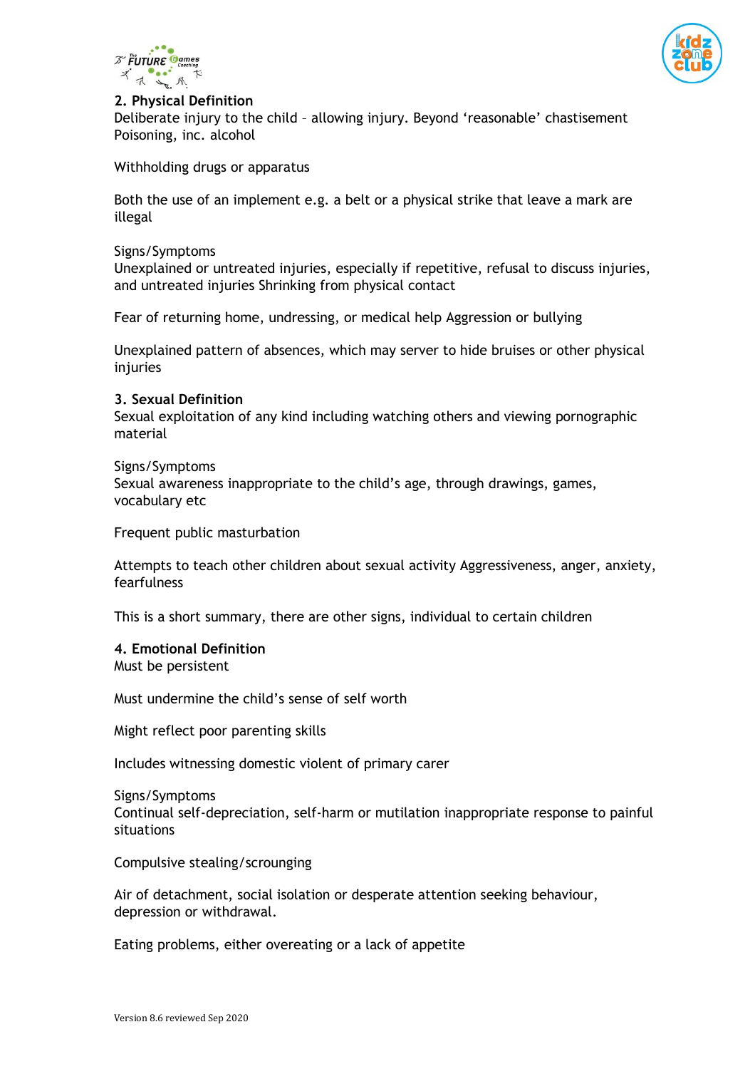**2. Physical Definition**

Deliberate injury to the child – allowing injury. Beyond 'reasonable' chastisement Poisoning, inc. alcohol

Withholding drugs or apparatus

Both the use of an implement e.g. a belt or a physical strike that leave a mark are illegal

Signs/Symptoms

Unexplained or untreated injuries, especially if repetitive, refusal to discuss injuries, and untreated injuries Shrinking from physical contact

Fear of returning home, undressing, or medical help Aggression or bullying

Unexplained pattern of absences, which may server to hide bruises or other physical injuries

**3. Sexual Definition**

Sexual exploitation of any kind including watching others and viewing pornographic material

Signs/Symptoms

Sexual awareness inappropriate to the child's age, through drawings, games, vocabulary etc

Frequent public masturbation

Attempts to teach other children about sexual activity Aggressiveness, anger, anxiety, fearfulness

This is a short summary, there are other signs, individual to certain children

**4. Emotional Definition**

Must be persistent

Must undermine the child's sense of self worth

Might reflect poor parenting skills

Includes witnessing domestic violent of primary carer

Signs/Symptoms

Continual self-depreciation, self-harm or mutilation inappropriate response to painful situations

Compulsive stealing/scrounging

Air of detachment, social isolation or desperate attention seeking behaviour, depression or withdrawal.

Eating problems, either overeating or a lack of appetite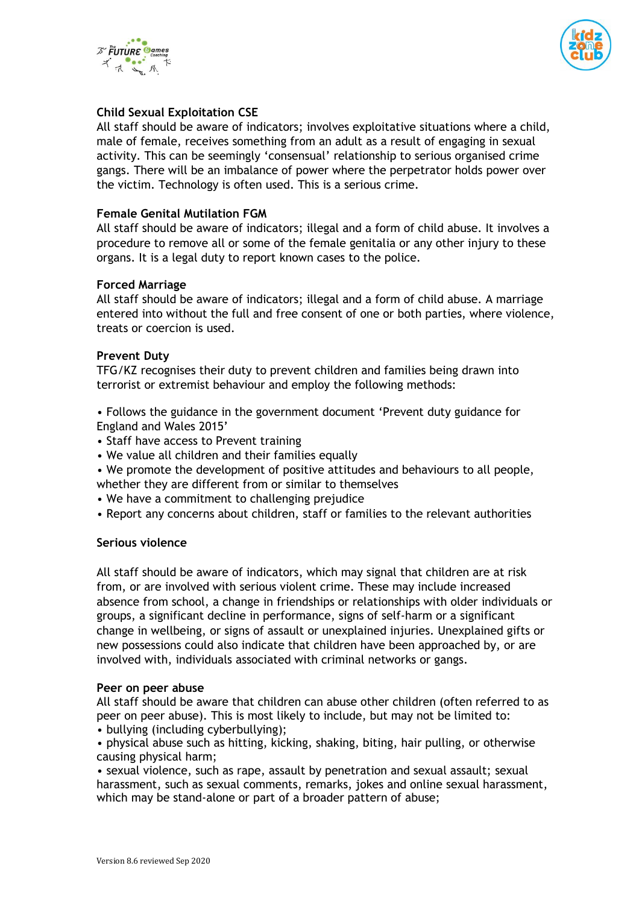**Child Sexual Exploitation CSE**

All staff should be aware of indicators; involves exploitative situations where a child, male of female, receives something from an adult as a result of engaging in sexual activity. This can be seemingly 'consensual' relationship to serious organised crime gangs. There will be an imbalance of power where the perpetrator holds power over the victim. Technology is often used. This is a serious crime.

**Female Genital Mutilation FGM**

All staff should be aware of indicators; illegal and a form of child abuse. It involves a procedure to remove all or some of the female genitalia or any other injury to these organs. It is a legal duty to report known cases to the police.

**Forced Marriage**

All staff should be aware of indicators; illegal and a form of child abuse. A marriage entered into without the full and free consent of one or both parties, where violence, treats or coercion is used.

**Prevent Duty**

TFG/KZ recognises their duty to prevent children and families being drawn into terrorist or extremist behaviour and employ the following methods:

- Follows the guidance in the government document 'Prevent duty guidance for England and Wales 2015'
- Staff have access to Prevent training
- We value all children and their families equally
- We promote the development of positive attitudes and behaviours to all people, whether they are different from or similar to themselves
- We have a commitment to challenging prejudice
- Report any concerns about children, staff or families to the relevant authorities

**Serious violence**

All staff should be aware of indicators, which may signal that children are at risk from, or are involved with serious violent crime. These may include increased absence from school, a change in friendships or relationships with older individuals or groups, a significant decline in performance, signs of self-harm or a significant change in wellbeing, or signs of assault or unexplained injuries. Unexplained gifts or new possessions could also indicate that children have been approached by, or are involved with, individuals associated with criminal networks or gangs.

**Peer on peer abuse**

All staff should be aware that children can abuse other children (often referred to as peer on peer abuse). This is most likely to include, but may not be limited to:

- bullying (including cyberbullying);
- physical abuse such as hitting, kicking, shaking, biting, hair pulling, or otherwise causing physical harm;
- sexual violence, such as rape, assault by penetration and sexual assault; sexual harassment, such as sexual comments, remarks, jokes and online sexual harassment, which may be stand-alone or part of a broader pattern of abuse;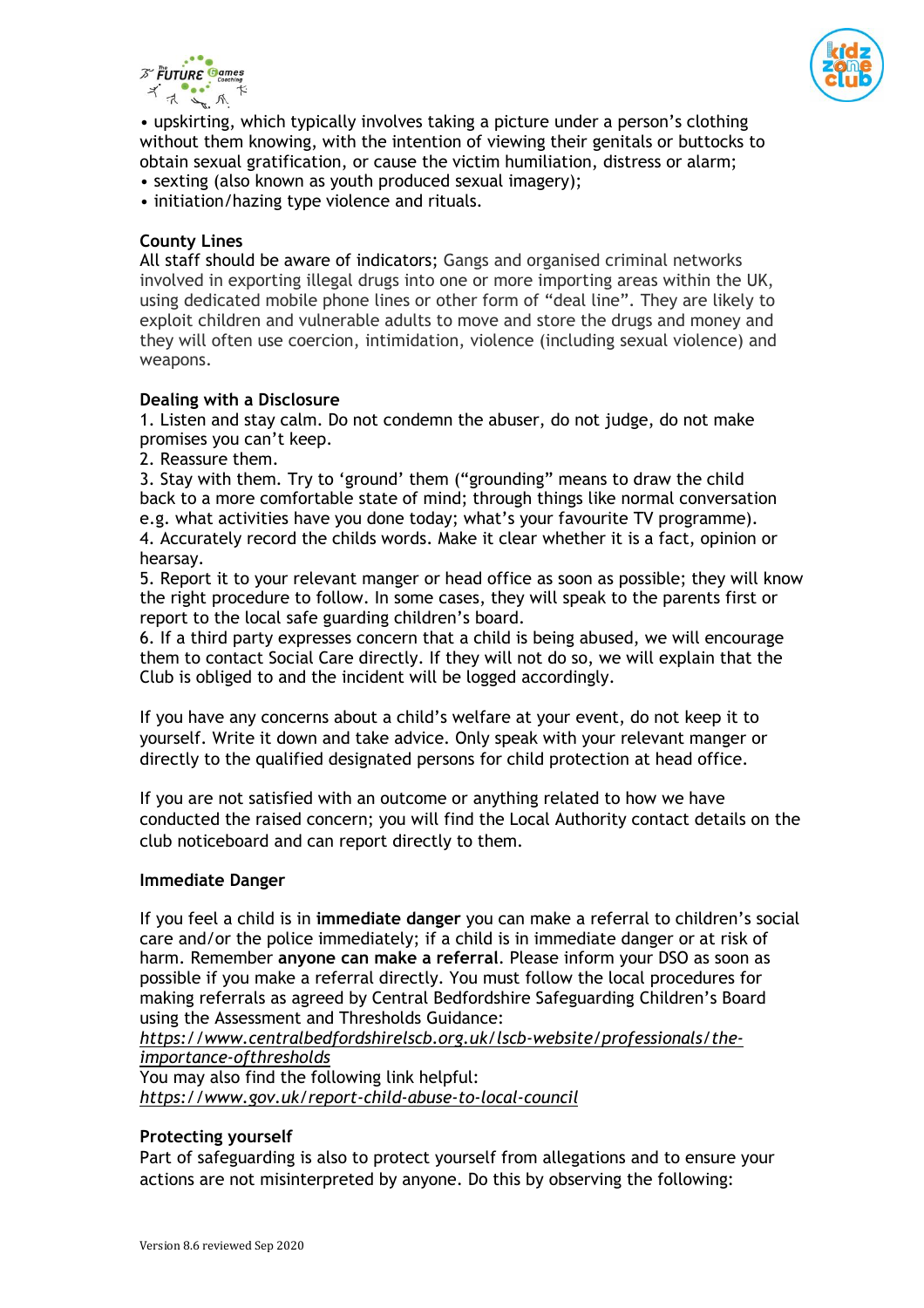• upskirting, which typically involves taking a picture under a person's clothing without them knowing, with the intention of viewing their genitals or buttocks to obtain sexual gratification, or cause the victim humiliation, distress or alarm;
• sexting (also known as youth produced sexual imagery);
• initiation/hazing type violence and rituals.

**County Lines**
All staff should be aware of indicators; Gangs and organised criminal networks involved in exporting illegal drugs into one or more importing areas within the UK, using dedicated mobile phone lines or other form of "deal line". They are likely to exploit children and vulnerable adults to move and store the drugs and money and they will often use coercion, intimidation, violence (including sexual violence) and weapons.

**Dealing with a Disclosure**
1. Listen and stay calm. Do not condemn the abuser, do not judge, do not make promises you can't keep.
2. Reassure them.
3. Stay with them. Try to 'ground' them ("grounding" means to draw the child back to a more comfortable state of mind; through things like normal conversation e.g. what activities have you done today; what's your favourite TV programme).
4. Accurately record the childs words. Make it clear whether it is a fact, opinion or hearsay.
5. Report it to your relevant manger or head office as soon as possible; they will know the right procedure to follow. In some cases, they will speak to the parents first or report to the local safe guarding children's board.
6. If a third party expresses concern that a child is being abused, we will encourage them to contact Social Care directly. If they will not do so, we will explain that the Club is obliged to and the incident will be logged accordingly.

If you have any concerns about a child's welfare at your event, do not keep it to yourself. Write it down and take advice. Only speak with your relevant manger or directly to the qualified designated persons for child protection at head office.

If you are not satisfied with an outcome or anything related to how we have conducted the raised concern; you will find the Local Authority contact details on the club noticeboard and can report directly to them.

**Immediate Danger**

If you feel a child is in **immediate danger** you can make a referral to children's social care and/or the police immediately; if a child is in immediate danger or at risk of harm. Remember **anyone can make a referral**. Please inform your DSO as soon as possible if you make a referral directly. You must follow the local procedures for making referrals as agreed by Central Bedfordshire Safeguarding Children's Board using the Assessment and Thresholds Guidance:
*https://www.centralbedfordshirelscb.org.uk/lscb-website/professionals/the-importance-ofthresholds*
You may also find the following link helpful:
*https://www.gov.uk/report-child-abuse-to-local-council*

**Protecting yourself**
Part of safeguarding is also to protect yourself from allegations and to ensure your actions are not misinterpreted by anyone. Do this by observing the following: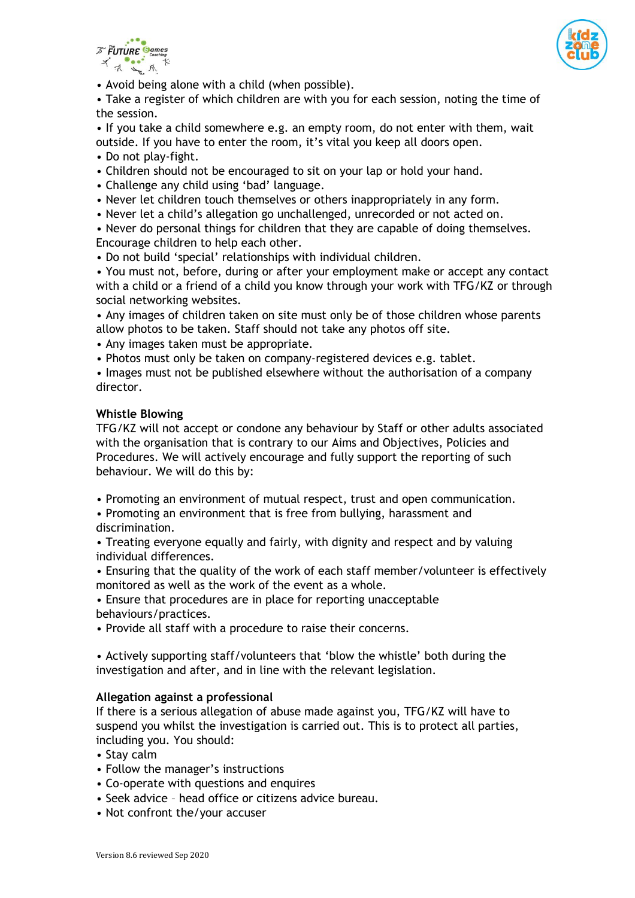- Avoid being alone with a child (when possible).
- Take a register of which children are with you for each session, noting the time of the session.
- If you take a child somewhere e.g. an empty room, do not enter with them, wait outside. If you have to enter the room, it's vital you keep all doors open.
- Do not play-fight.
- Children should not be encouraged to sit on your lap or hold your hand.
- Challenge any child using 'bad' language.
- Never let children touch themselves or others inappropriately in any form.
- Never let a child's allegation go unchallenged, unrecorded or not acted on.
- Never do personal things for children that they are capable of doing themselves. Encourage children to help each other.
- Do not build 'special' relationships with individual children.
- You must not, before, during or after your employment make or accept any contact with a child or a friend of a child you know through your work with TFG/KZ or through social networking websites.
- Any images of children taken on site must only be of those children whose parents allow photos to be taken. Staff should not take any photos off site.
- Any images taken must be appropriate.
- Photos must only be taken on company-registered devices e.g. tablet.
- Images must not be published elsewhere without the authorisation of a company director.

**Whistle Blowing**

TFG/KZ will not accept or condone any behaviour by Staff or other adults associated with the organisation that is contrary to our Aims and Objectives, Policies and Procedures. We will actively encourage and fully support the reporting of such behaviour. We will do this by:

- Promoting an environment of mutual respect, trust and open communication.
- Promoting an environment that is free from bullying, harassment and discrimination.
- Treating everyone equally and fairly, with dignity and respect and by valuing individual differences.
- Ensuring that the quality of the work of each staff member/volunteer is effectively monitored as well as the work of the event as a whole.
- Ensure that procedures are in place for reporting unacceptable behaviours/practices.
- Provide all staff with a procedure to raise their concerns.

- Actively supporting staff/volunteers that 'blow the whistle' both during the investigation and after, and in line with the relevant legislation.

**Allegation against a professional**

If there is a serious allegation of abuse made against you, TFG/KZ will have to suspend you whilst the investigation is carried out. This is to protect all parties, including you. You should:

- Stay calm
- Follow the manager's instructions
- Co-operate with questions and enquires
- Seek advice – head office or citizens advice bureau.
- Not confront the/your accuser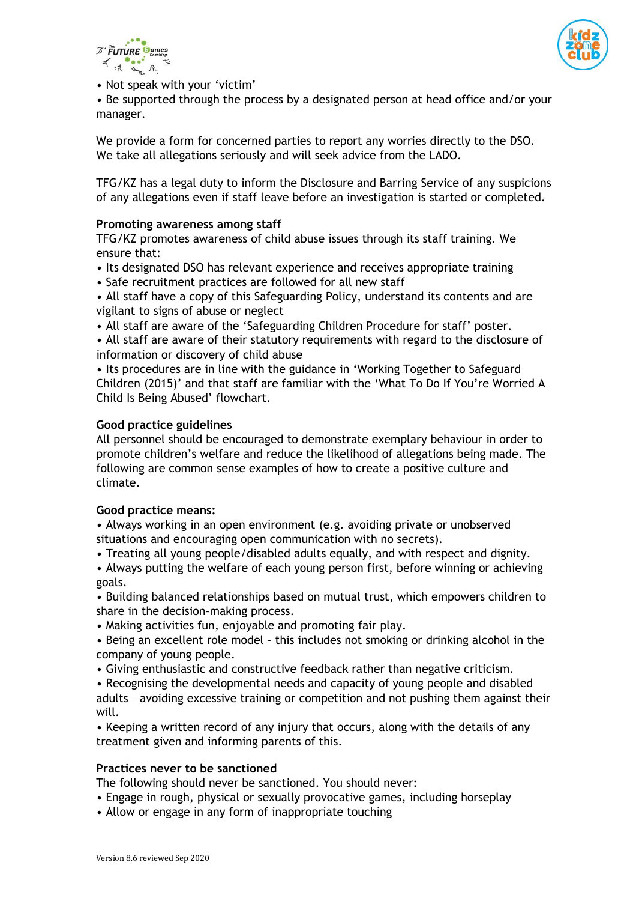- Not speak with your 'victim'
- Be supported through the process by a designated person at head office and/or your manager.

We provide a form for concerned parties to report any worries directly to the DSO. We take all allegations seriously and will seek advice from the LADO.

TFG/KZ has a legal duty to inform the Disclosure and Barring Service of any suspicions of any allegations even if staff leave before an investigation is started or completed.

**Promoting awareness among staff**

TFG/KZ promotes awareness of child abuse issues through its staff training. We ensure that:

- Its designated DSO has relevant experience and receives appropriate training
- Safe recruitment practices are followed for all new staff
- All staff have a copy of this Safeguarding Policy, understand its contents and are vigilant to signs of abuse or neglect
- All staff are aware of the 'Safeguarding Children Procedure for staff' poster.
- All staff are aware of their statutory requirements with regard to the disclosure of information or discovery of child abuse
- Its procedures are in line with the guidance in 'Working Together to Safeguard Children (2015)' and that staff are familiar with the 'What To Do If You're Worried A Child Is Being Abused' flowchart.

**Good practice guidelines**

All personnel should be encouraged to demonstrate exemplary behaviour in order to promote children's welfare and reduce the likelihood of allegations being made. The following are common sense examples of how to create a positive culture and climate.

**Good practice means:**

- Always working in an open environment (e.g. avoiding private or unobserved situations and encouraging open communication with no secrets).
- Treating all young people/disabled adults equally, and with respect and dignity.
- Always putting the welfare of each young person first, before winning or achieving goals.
- Building balanced relationships based on mutual trust, which empowers children to share in the decision-making process.
- Making activities fun, enjoyable and promoting fair play.
- Being an excellent role model – this includes not smoking or drinking alcohol in the company of young people.
- Giving enthusiastic and constructive feedback rather than negative criticism.
- Recognising the developmental needs and capacity of young people and disabled adults – avoiding excessive training or competition and not pushing them against their will.
- Keeping a written record of any injury that occurs, along with the details of any treatment given and informing parents of this.

**Practices never to be sanctioned**

The following should never be sanctioned. You should never:

- Engage in rough, physical or sexually provocative games, including horseplay
- Allow or engage in any form of inappropriate touching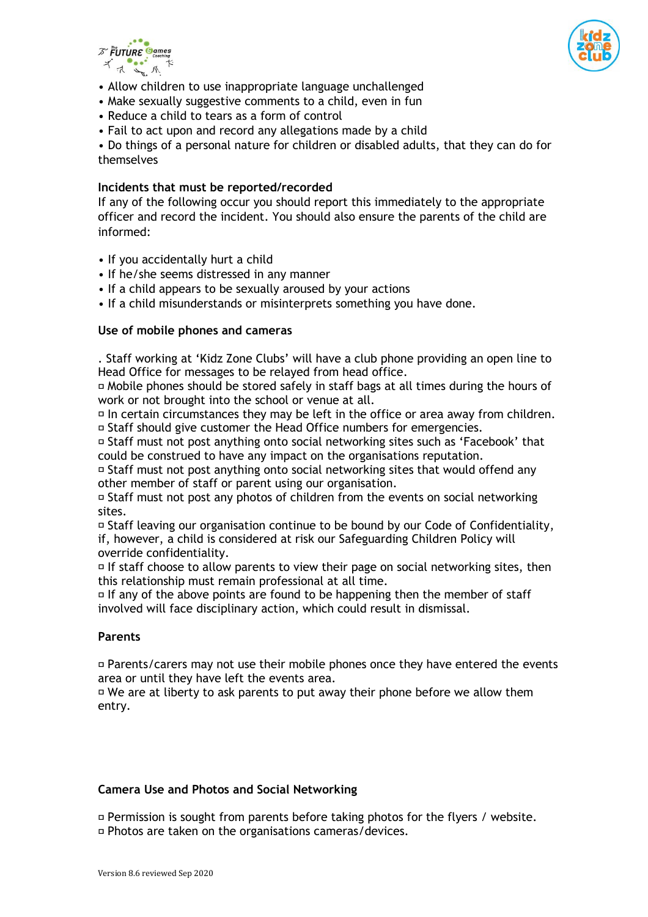- Allow children to use inappropriate language unchallenged
- Make sexually suggestive comments to a child, even in fun
- Reduce a child to tears as a form of control
- Fail to act upon and record any allegations made by a child
- Do things of a personal nature for children or disabled adults, that they can do for themselves

**Incidents that must be reported/recorded**

If any of the following occur you should report this immediately to the appropriate officer and record the incident. You should also ensure the parents of the child are informed:

- If you accidentally hurt a child
- If he/she seems distressed in any manner
- If a child appears to be sexually aroused by your actions
- If a child misunderstands or misinterprets something you have done.

**Use of mobile phones and cameras**

. Staff working at 'Kidz Zone Clubs' will have a club phone providing an open line to Head Office for messages to be relayed from head office.

- Mobile phones should be stored safely in staff bags at all times during the hours of work or not brought into the school or venue at all.
- In certain circumstances they may be left in the office or area away from children.
- Staff should give customer the Head Office numbers for emergencies.
- Staff must not post anything onto social networking sites such as 'Facebook' that could be construed to have any impact on the organisations reputation.
- Staff must not post anything onto social networking sites that would offend any other member of staff or parent using our organisation.
- Staff must not post any photos of children from the events on social networking sites.
- Staff leaving our organisation continue to be bound by our Code of Confidentiality, if, however, a child is considered at risk our Safeguarding Children Policy will override confidentiality.
- If staff choose to allow parents to view their page on social networking sites, then this relationship must remain professional at all time.
- If any of the above points are found to be happening then the member of staff involved will face disciplinary action, which could result in dismissal.

**Parents**

- Parents/carers may not use their mobile phones once they have entered the events area or until they have left the events area.
- We are at liberty to ask parents to put away their phone before we allow them entry.

**Camera Use and Photos and Social Networking**

- Permission is sought from parents before taking photos for the flyers / website.
- Photos are taken on the organisations cameras/devices.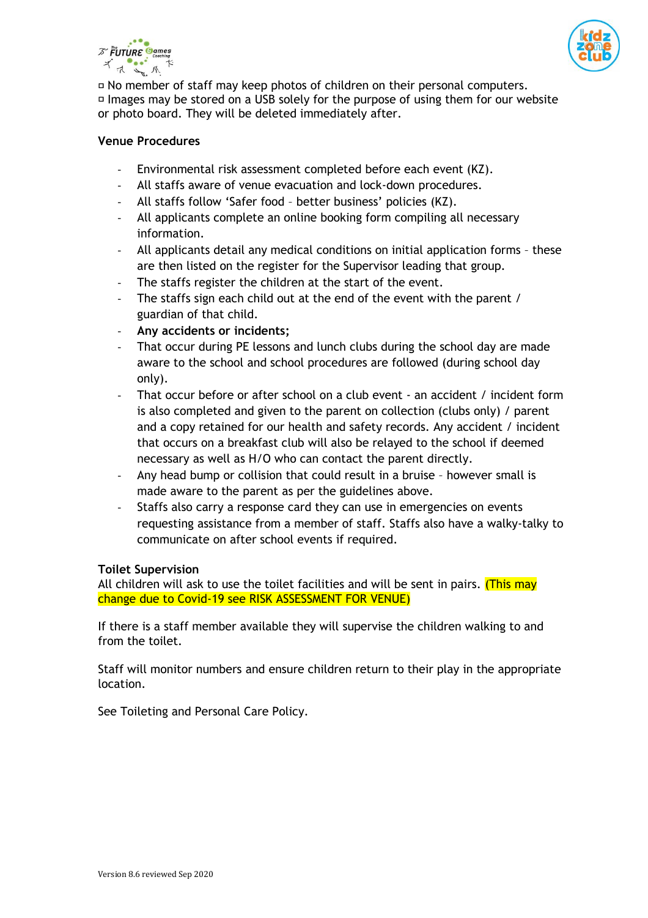▫ No member of staff may keep photos of children on their personal computers.
▫ Images may be stored on a USB solely for the purpose of using them for our website or photo board. They will be deleted immediately after.

**Venue Procedures**

- Environmental risk assessment completed before each event (KZ).
- All staffs aware of venue evacuation and lock-down procedures.
- All staffs follow 'Safer food – better business' policies (KZ).
- All applicants complete an online booking form compiling all necessary information.
- All applicants detail any medical conditions on initial application forms – these are then listed on the register for the Supervisor leading that group.
- The staffs register the children at the start of the event.
- The staffs sign each child out at the end of the event with the parent / guardian of that child.
- **Any accidents or incidents;**
- That occur during PE lessons and lunch clubs during the school day are made aware to the school and school procedures are followed (during school day only).
- That occur before or after school on a club event - an accident / incident form is also completed and given to the parent on collection (clubs only) / parent and a copy retained for our health and safety records. Any accident / incident that occurs on a breakfast club will also be relayed to the school if deemed necessary as well as H/O who can contact the parent directly.
- Any head bump or collision that could result in a bruise – however small is made aware to the parent as per the guidelines above.
- Staffs also carry a response card they can use in emergencies on events requesting assistance from a member of staff. Staffs also have a walky-talky to communicate on after school events if required.

**Toilet Supervision**

All children will ask to use the toilet facilities and will be sent in pairs. (This may change due to Covid-19 see RISK ASSESSMENT FOR VENUE)

If there is a staff member available they will supervise the children walking to and from the toilet.

Staff will monitor numbers and ensure children return to their play in the appropriate location.

See Toileting and Personal Care Policy.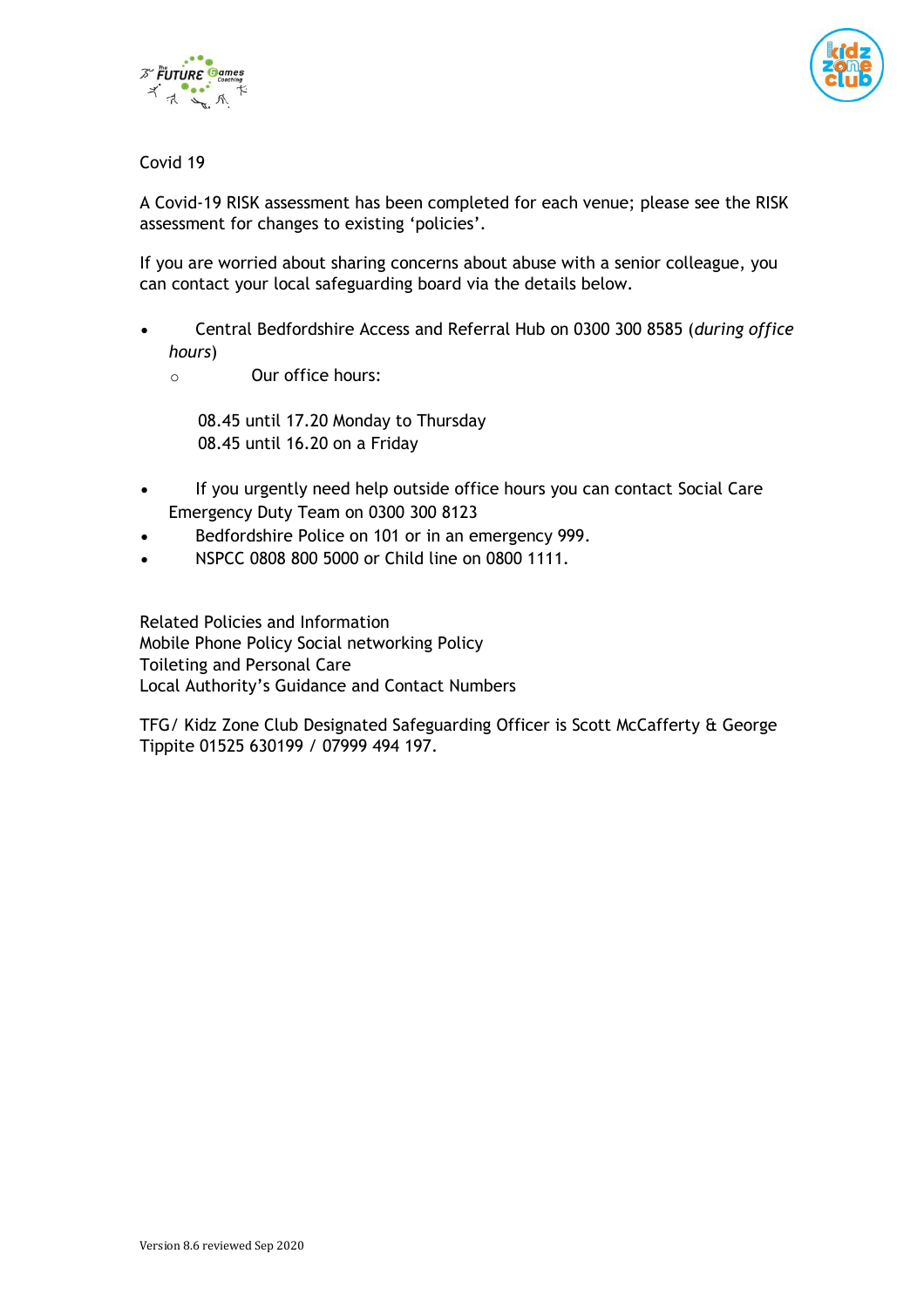Covid 19

A Covid-19 RISK assessment has been completed for each venue; please see the RISK assessment for changes to existing 'policies'.

If you are worried about sharing concerns about abuse with a senior colleague, you can contact your local safeguarding board via the details below.

- Central Bedfordshire Access and Referral Hub on 0300 300 8585 (*during office hours*)
  - Our office hours:

    08.45 until 17.20 Monday to Thursday
    08.45 until 16.20 on a Friday

- If you urgently need help outside office hours you can contact Social Care Emergency Duty Team on 0300 300 8123
- Bedfordshire Police on 101 or in an emergency 999.
- NSPCC 0808 800 5000 or Child line on 0800 1111.

Related Policies and Information
Mobile Phone Policy Social networking Policy
Toileting and Personal Care
Local Authority's Guidance and Contact Numbers

TFG/ Kidz Zone Club Designated Safeguarding Officer is Scott McCafferty & George Tippite 01525 630199 / 07999 494 197.

Version 8.6 reviewed Sep 2020